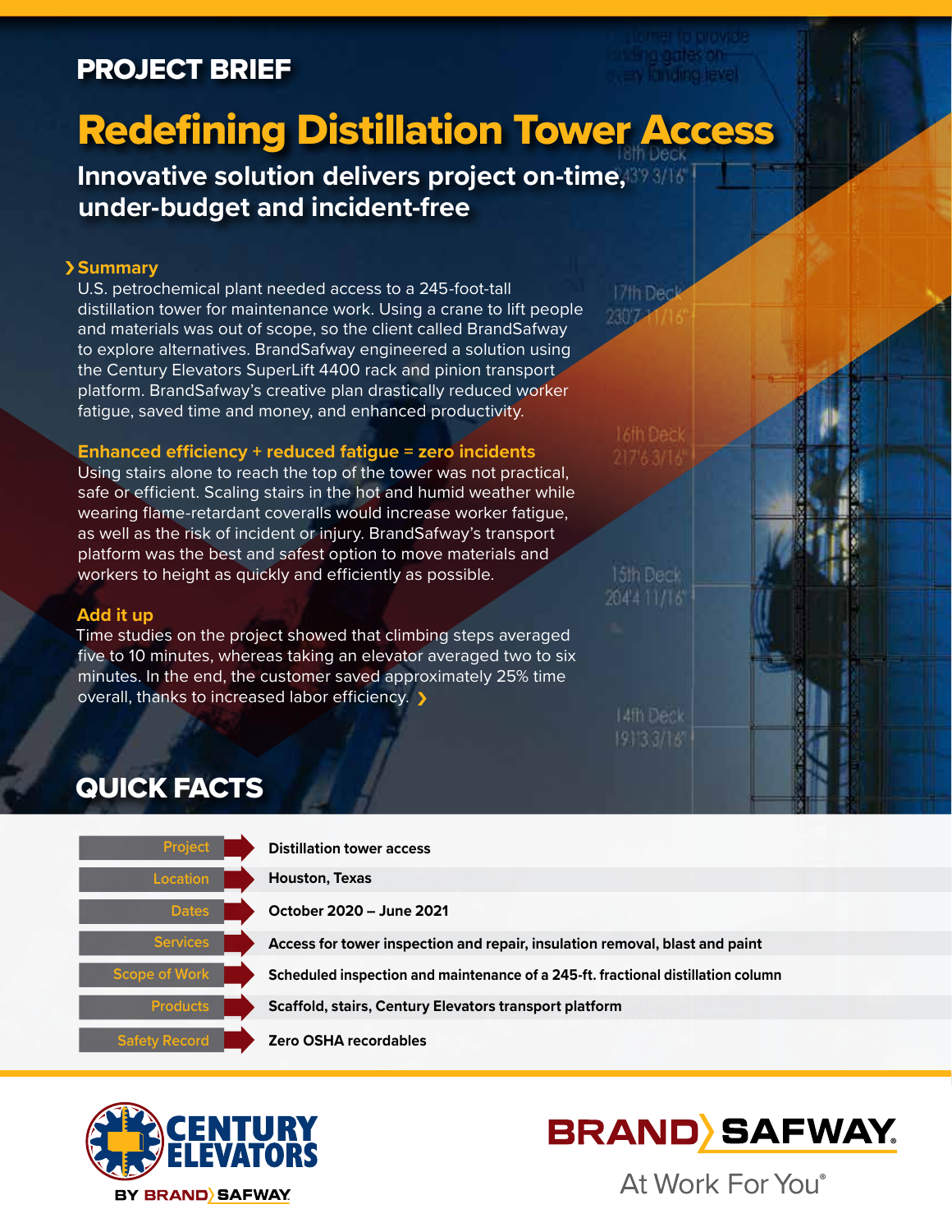# PROJECT BRIEF

## Redefining Distillation Tower Access

### Innovative solution delivers project on-time, under-budget and incident-free

### Summary

U.S. petrochemical plant needed access to a 245-foot-tall distillation tower for maintenance work. Using a crane to lift people and materials was out of scope, so the client called BrandSafway to explore alternatives. BrandSafway engineered a solution using the Century Elevators SuperLift 4400 rack and pinion transport platform. BrandSafway's creative plan drastically reduced worker fatigue, saved time and money, and enhanced productivity.

### Enhanced efficiency + reduced fatigue = zero incidents

Using stairs alone to reach the top of the tower was not practical, safe or efficient. Scaling stairs in the hot and humid weather while wearing flame-retardant coveralls would increase worker fatigue, as well as the risk of incident or injury. BrandSafway's transport platform was the best and safest option to move materials and workers to height as quickly and efficiently as possible.

### Add it up

Time studies on the project showed that climbing steps averaged five to 10 minutes, whereas taking an elevator averaged two to six minutes. In the end, the customer saved approximately 25% time overall, thanks to increased labor efficiency. ›

## QUICK FACTS

| | |
|---|---|
| Project | Distillation tower access |
| Location | Houston, Texas |
| Dates | October 2020 – June 2021 |
| Services | Access for tower inspection and repair, insulation removal, blast and paint |
| Scope of Work | Scheduled inspection and maintenance of a 245-ft. fractional distillation column |
| Products | Scaffold, stairs, Century Elevators transport platform |
| Safety Record | Zero OSHA recordables |

CENTURY ELEVATORS BY BRANDSAFWAY

BRANDSAFWAY At Work For You®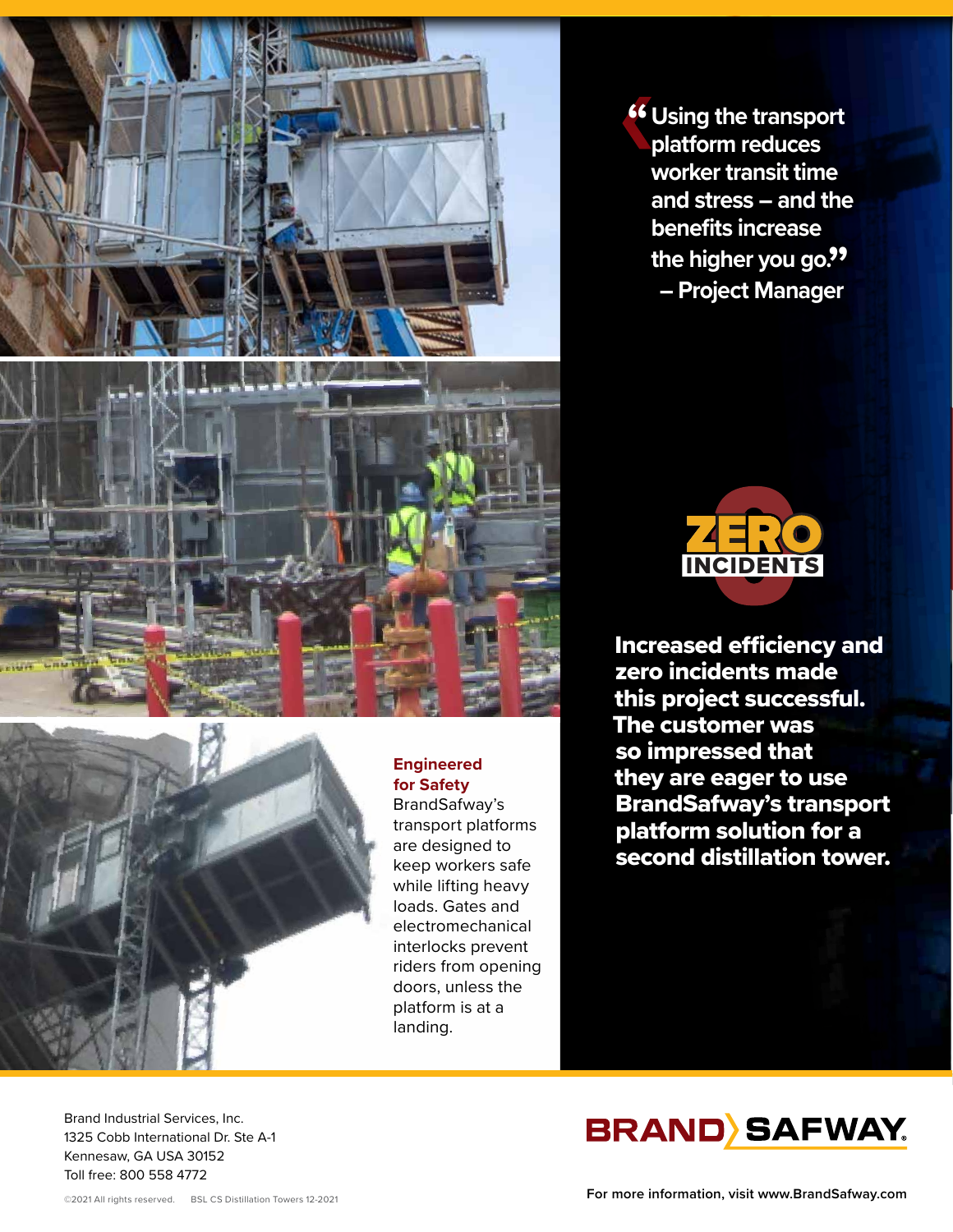"Using the transport platform reduces worker transit time and stress – and the benefits increase the higher you go."
– Project Manager

ZERO INCIDENTS

**Increased efficiency and zero incidents made this project successful. The customer was so impressed that they are eager to use BrandSafway's transport platform solution for a second distillation tower.**

### Engineered for Safety

BrandSafway's transport platforms are designed to keep workers safe while lifting heavy loads. Gates and electromechanical interlocks prevent riders from opening doors, unless the platform is at a landing.

Brand Industrial Services, Inc.
1325 Cobb International Dr. Ste A-1
Kennesaw, GA USA 30152
Toll free: 800 558 4772

BRAND SAFWAY

For more information, visit www.BrandSafway.com

©2021 All rights reserved. BSL CS Distillation Towers 12-2021